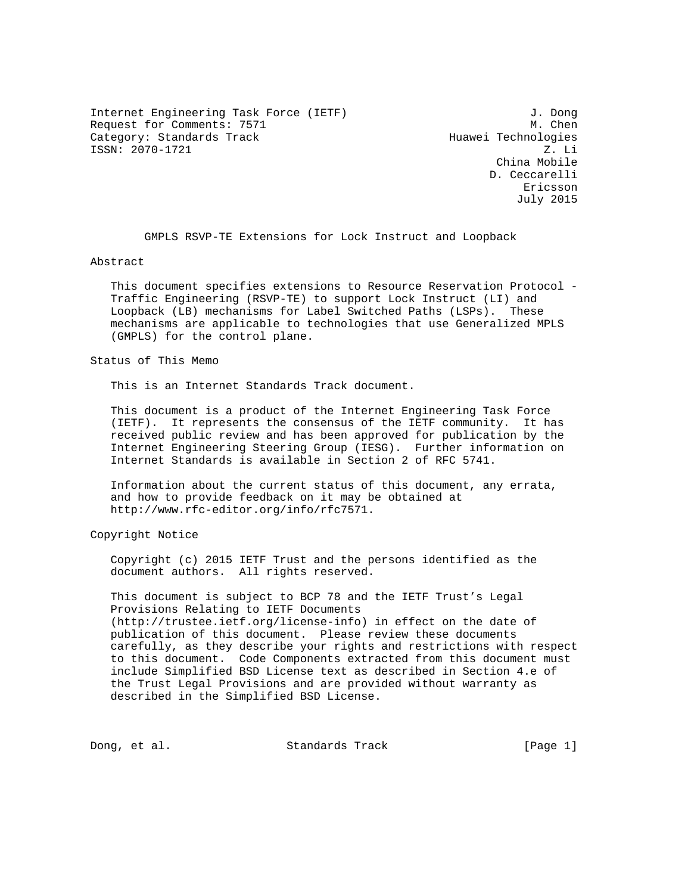Internet Engineering Task Force (IETF)  
Request for Comments: 7571  
Category: Standards Track  
ISSN: 2070-1721

J. Dong  
M. Chen  
Huawei Technologies  
Z. Li  
China Mobile  
D. Ceccarelli  
Ericsson  
July 2015

# GMPLS RSVP-TE Extensions for Lock Instruct and Loopback

## Abstract

This document specifies extensions to Resource Reservation Protocol - Traffic Engineering (RSVP-TE) to support Lock Instruct (LI) and Loopback (LB) mechanisms for Label Switched Paths (LSPs). These mechanisms are applicable to technologies that use Generalized MPLS (GMPLS) for the control plane.

## Status of This Memo

This is an Internet Standards Track document.

This document is a product of the Internet Engineering Task Force (IETF). It represents the consensus of the IETF community. It has received public review and has been approved for publication by the Internet Engineering Steering Group (IESG). Further information on Internet Standards is available in Section 2 of RFC 5741.

Information about the current status of this document, any errata, and how to provide feedback on it may be obtained at http://www.rfc-editor.org/info/rfc7571.

## Copyright Notice

Copyright (c) 2015 IETF Trust and the persons identified as the document authors. All rights reserved.

This document is subject to BCP 78 and the IETF Trust's Legal Provisions Relating to IETF Documents (http://trustee.ietf.org/license-info) in effect on the date of publication of this document. Please review these documents carefully, as they describe your rights and restrictions with respect to this document. Code Components extracted from this document must include Simplified BSD License text as described in Section 4.e of the Trust Legal Provisions and are provided without warranty as described in the Simplified BSD License.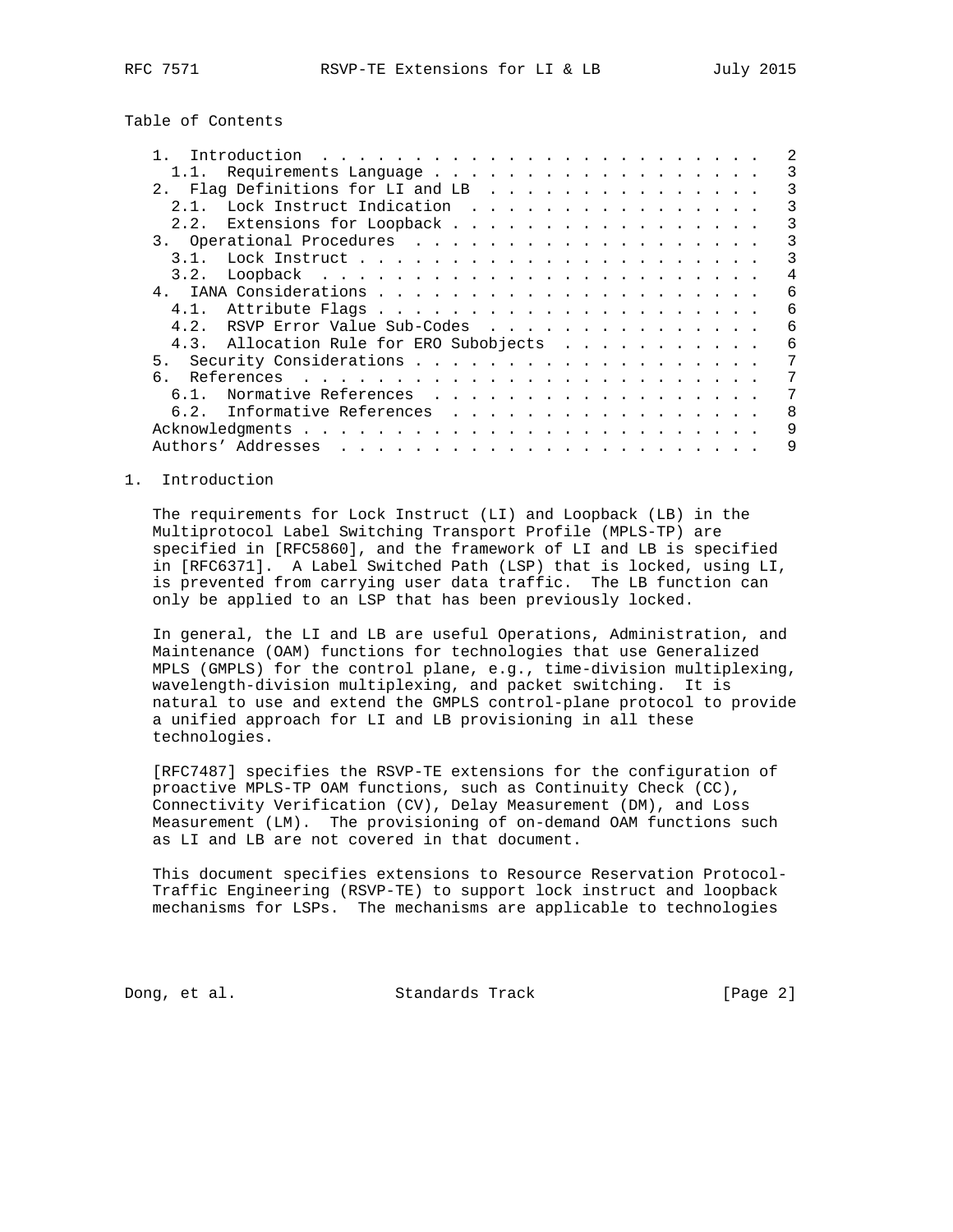Table of Contents

- 1. Introduction . . . . . . . . . . . . . . . . . . . . . . . . . 2
  - 1.1. Requirements Language . . . . . . . . . . . . . . . . . . . 3
- 2. Flag Definitions for LI and LB . . . . . . . . . . . . . . . . 3
  - 2.1. Lock Instruct Indication . . . . . . . . . . . . . . . . . 3
  - 2.2. Extensions for Loopback . . . . . . . . . . . . . . . . . . 3
- 3. Operational Procedures . . . . . . . . . . . . . . . . . . . . 3
  - 3.1. Lock Instruct . . . . . . . . . . . . . . . . . . . . . . . 3
  - 3.2. Loopback . . . . . . . . . . . . . . . . . . . . . . . . . 4
- 4. IANA Considerations . . . . . . . . . . . . . . . . . . . . . . 6
  - 4.1. Attribute Flags . . . . . . . . . . . . . . . . . . . . . . 6
  - 4.2. RSVP Error Value Sub-Codes . . . . . . . . . . . . . . . . 6
  - 4.3. Allocation Rule for ERO Subobjects . . . . . . . . . . . . 6
- 5. Security Considerations . . . . . . . . . . . . . . . . . . . . 7
- 6. References . . . . . . . . . . . . . . . . . . . . . . . . . . 7
  - 6.1. Normative References . . . . . . . . . . . . . . . . . . . 7
  - 6.2. Informative References . . . . . . . . . . . . . . . . . . 8
- Acknowledgments . . . . . . . . . . . . . . . . . . . . . . . . . . 9
- Authors' Addresses . . . . . . . . . . . . . . . . . . . . . . . . 9

# 1. Introduction

The requirements for Lock Instruct (LI) and Loopback (LB) in the Multiprotocol Label Switching Transport Profile (MPLS-TP) are specified in [RFC5860], and the framework of LI and LB is specified in [RFC6371]. A Label Switched Path (LSP) that is locked, using LI, is prevented from carrying user data traffic. The LB function can only be applied to an LSP that has been previously locked.

In general, the LI and LB are useful Operations, Administration, and Maintenance (OAM) functions for technologies that use Generalized MPLS (GMPLS) for the control plane, e.g., time-division multiplexing, wavelength-division multiplexing, and packet switching. It is natural to use and extend the GMPLS control-plane protocol to provide a unified approach for LI and LB provisioning in all these technologies.

[RFC7487] specifies the RSVP-TE extensions for the configuration of proactive MPLS-TP OAM functions, such as Continuity Check (CC), Connectivity Verification (CV), Delay Measurement (DM), and Loss Measurement (LM). The provisioning of on-demand OAM functions such as LI and LB are not covered in that document.

This document specifies extensions to Resource Reservation Protocol-Traffic Engineering (RSVP-TE) to support lock instruct and loopback mechanisms for LSPs. The mechanisms are applicable to technologies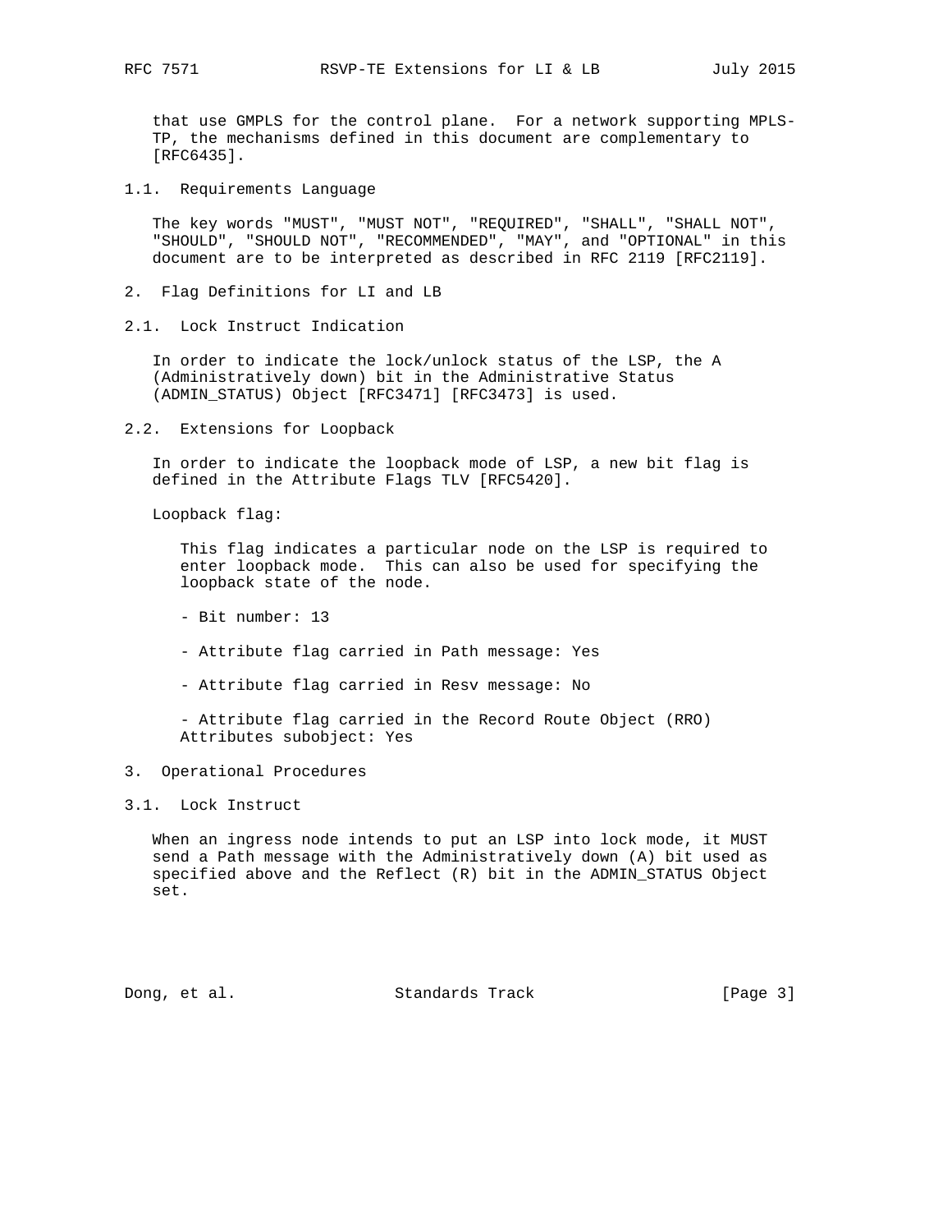that use GMPLS for the control plane. For a network supporting MPLS-TP, the mechanisms defined in this document are complementary to [RFC6435].

### 1.1. Requirements Language

The key words "MUST", "MUST NOT", "REQUIRED", "SHALL", "SHALL NOT", "SHOULD", "SHOULD NOT", "RECOMMENDED", "MAY", and "OPTIONAL" in this document are to be interpreted as described in RFC 2119 [RFC2119].

## 2. Flag Definitions for LI and LB

### 2.1. Lock Instruct Indication

In order to indicate the lock/unlock status of the LSP, the A (Administratively down) bit in the Administrative Status (ADMIN_STATUS) Object [RFC3471] [RFC3473] is used.

### 2.2. Extensions for Loopback

In order to indicate the loopback mode of LSP, a new bit flag is defined in the Attribute Flags TLV [RFC5420].

Loopback flag:

This flag indicates a particular node on the LSP is required to enter loopback mode. This can also be used for specifying the loopback state of the node.

- Bit number: 13

- Attribute flag carried in Path message: Yes

- Attribute flag carried in Resv message: No

- Attribute flag carried in the Record Route Object (RRO) Attributes subobject: Yes

## 3. Operational Procedures

### 3.1. Lock Instruct

When an ingress node intends to put an LSP into lock mode, it MUST send a Path message with the Administratively down (A) bit used as specified above and the Reflect (R) bit in the ADMIN_STATUS Object set.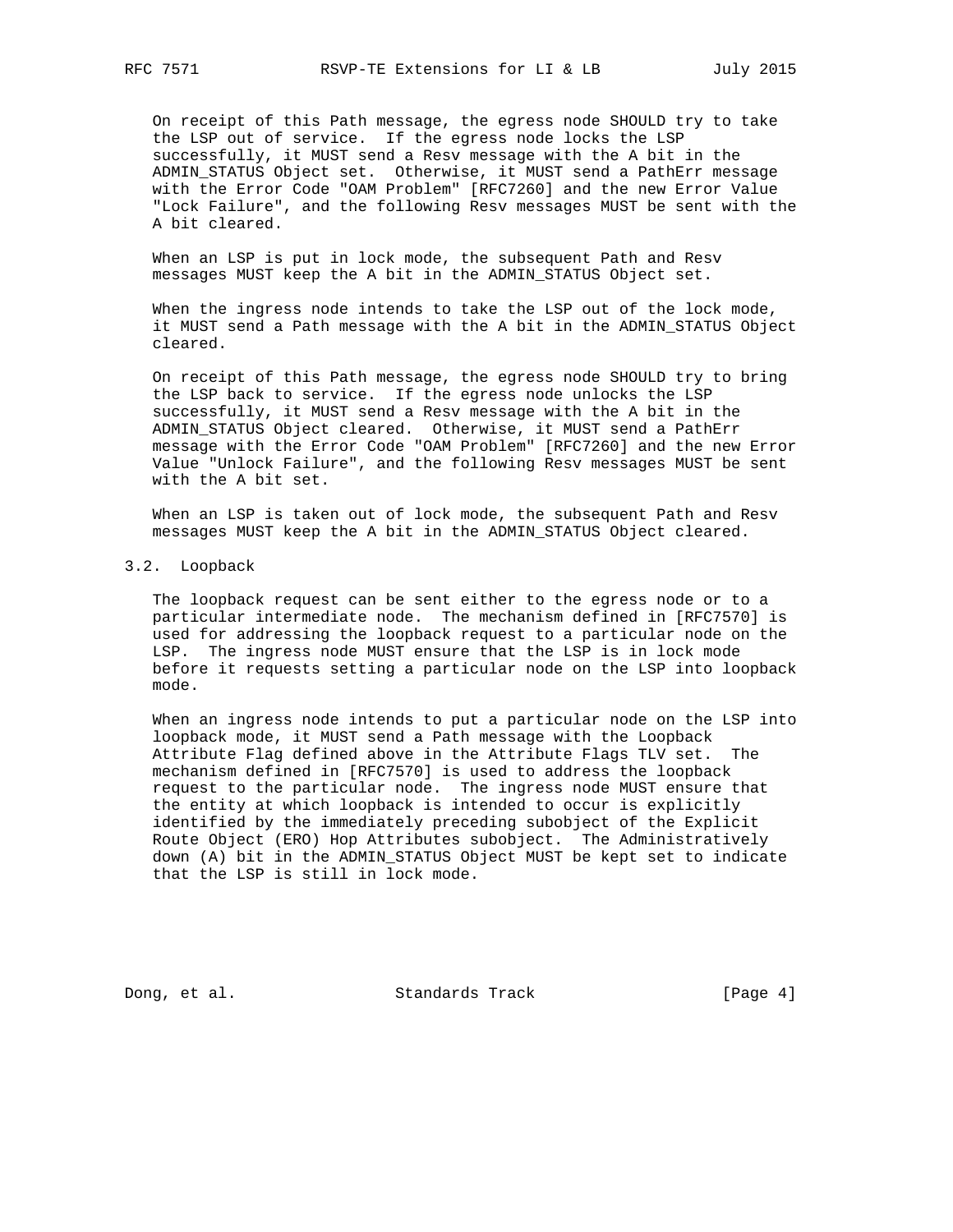On receipt of this Path message, the egress node SHOULD try to take the LSP out of service. If the egress node locks the LSP successfully, it MUST send a Resv message with the A bit in the ADMIN_STATUS Object set. Otherwise, it MUST send a PathErr message with the Error Code "OAM Problem" [RFC7260] and the new Error Value "Lock Failure", and the following Resv messages MUST be sent with the A bit cleared.

When an LSP is put in lock mode, the subsequent Path and Resv messages MUST keep the A bit in the ADMIN_STATUS Object set.

When the ingress node intends to take the LSP out of the lock mode, it MUST send a Path message with the A bit in the ADMIN_STATUS Object cleared.

On receipt of this Path message, the egress node SHOULD try to bring the LSP back to service. If the egress node unlocks the LSP successfully, it MUST send a Resv message with the A bit in the ADMIN_STATUS Object cleared. Otherwise, it MUST send a PathErr message with the Error Code "OAM Problem" [RFC7260] and the new Error Value "Unlock Failure", and the following Resv messages MUST be sent with the A bit set.

When an LSP is taken out of lock mode, the subsequent Path and Resv messages MUST keep the A bit in the ADMIN_STATUS Object cleared.

## 3.2. Loopback

The loopback request can be sent either to the egress node or to a particular intermediate node. The mechanism defined in [RFC7570] is used for addressing the loopback request to a particular node on the LSP. The ingress node MUST ensure that the LSP is in lock mode before it requests setting a particular node on the LSP into loopback mode.

When an ingress node intends to put a particular node on the LSP into loopback mode, it MUST send a Path message with the Loopback Attribute Flag defined above in the Attribute Flags TLV set. The mechanism defined in [RFC7570] is used to address the loopback request to the particular node. The ingress node MUST ensure that the entity at which loopback is intended to occur is explicitly identified by the immediately preceding subobject of the Explicit Route Object (ERO) Hop Attributes subobject. The Administratively down (A) bit in the ADMIN_STATUS Object MUST be kept set to indicate that the LSP is still in lock mode.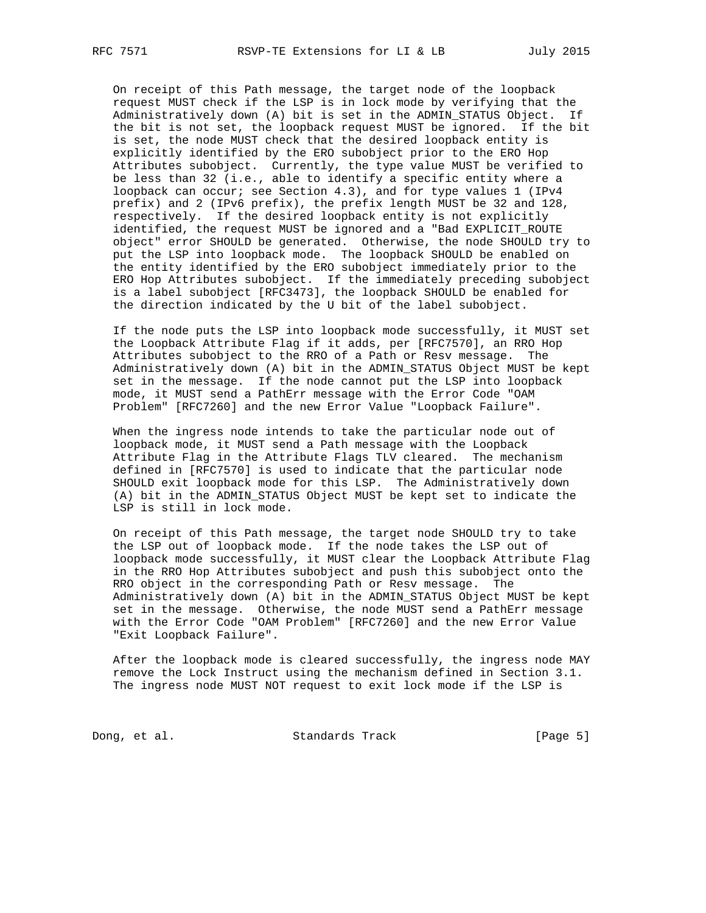On receipt of this Path message, the target node of the loopback request MUST check if the LSP is in lock mode by verifying that the Administratively down (A) bit is set in the ADMIN_STATUS Object. If the bit is not set, the loopback request MUST be ignored. If the bit is set, the node MUST check that the desired loopback entity is explicitly identified by the ERO subobject prior to the ERO Hop Attributes subobject. Currently, the type value MUST be verified to be less than 32 (i.e., able to identify a specific entity where a loopback can occur; see Section 4.3), and for type values 1 (IPv4 prefix) and 2 (IPv6 prefix), the prefix length MUST be 32 and 128, respectively. If the desired loopback entity is not explicitly identified, the request MUST be ignored and a "Bad EXPLICIT_ROUTE object" error SHOULD be generated. Otherwise, the node SHOULD try to put the LSP into loopback mode. The loopback SHOULD be enabled on the entity identified by the ERO subobject immediately prior to the ERO Hop Attributes subobject. If the immediately preceding subobject is a label subobject [RFC3473], the loopback SHOULD be enabled for the direction indicated by the U bit of the label subobject.

If the node puts the LSP into loopback mode successfully, it MUST set the Loopback Attribute Flag if it adds, per [RFC7570], an RRO Hop Attributes subobject to the RRO of a Path or Resv message. The Administratively down (A) bit in the ADMIN_STATUS Object MUST be kept set in the message. If the node cannot put the LSP into loopback mode, it MUST send a PathErr message with the Error Code "OAM Problem" [RFC7260] and the new Error Value "Loopback Failure".

When the ingress node intends to take the particular node out of loopback mode, it MUST send a Path message with the Loopback Attribute Flag in the Attribute Flags TLV cleared. The mechanism defined in [RFC7570] is used to indicate that the particular node SHOULD exit loopback mode for this LSP. The Administratively down (A) bit in the ADMIN_STATUS Object MUST be kept set to indicate the LSP is still in lock mode.

On receipt of this Path message, the target node SHOULD try to take the LSP out of loopback mode. If the node takes the LSP out of loopback mode successfully, it MUST clear the Loopback Attribute Flag in the RRO Hop Attributes subobject and push this subobject onto the RRO object in the corresponding Path or Resv message. The Administratively down (A) bit in the ADMIN_STATUS Object MUST be kept set in the message. Otherwise, the node MUST send a PathErr message with the Error Code "OAM Problem" [RFC7260] and the new Error Value "Exit Loopback Failure".

After the loopback mode is cleared successfully, the ingress node MAY remove the Lock Instruct using the mechanism defined in Section 3.1. The ingress node MUST NOT request to exit lock mode if the LSP is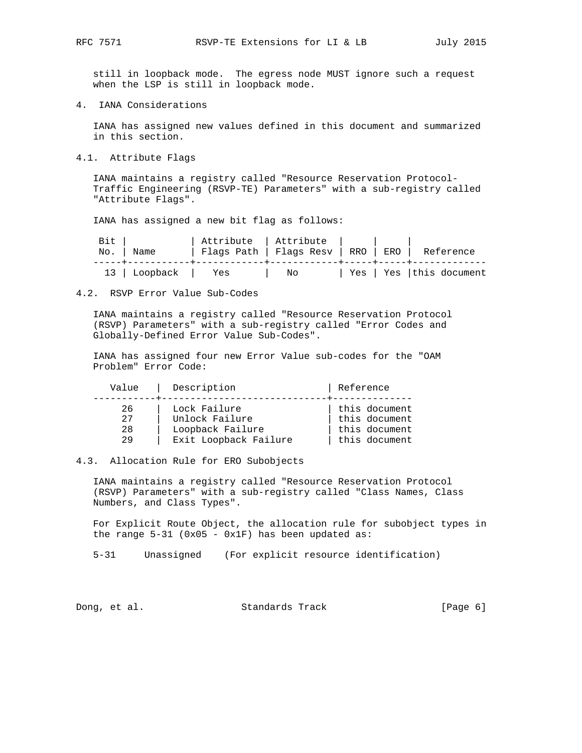still in loopback mode. The egress node MUST ignore such a request when the LSP is still in loopback mode.

## 4. IANA Considerations

IANA has assigned new values defined in this document and summarized in this section.

### 4.1. Attribute Flags

IANA maintains a registry called "Resource Reservation Protocol-Traffic Engineering (RSVP-TE) Parameters" with a sub-registry called "Attribute Flags".

IANA has assigned a new bit flag as follows:

| Bit No. | Name | Attribute Flags Path | Attribute Flags Resv | RRO | ERO | Reference |
|---|---|---|---|---|---|---|
| 13 | Loopback | Yes | No | Yes | Yes | this document |

### 4.2. RSVP Error Value Sub-Codes

IANA maintains a registry called "Resource Reservation Protocol (RSVP) Parameters" with a sub-registry called "Error Codes and Globally-Defined Error Value Sub-Codes".

IANA has assigned four new Error Value sub-codes for the "OAM Problem" Error Code:

| Value | Description | Reference |
|---|---|---|
| 26 | Lock Failure | this document |
| 27 | Unlock Failure | this document |
| 28 | Loopback Failure | this document |
| 29 | Exit Loopback Failure | this document |

### 4.3. Allocation Rule for ERO Subobjects

IANA maintains a registry called "Resource Reservation Protocol (RSVP) Parameters" with a sub-registry called "Class Names, Class Numbers, and Class Types".

For Explicit Route Object, the allocation rule for subobject types in the range 5-31 (0x05 - 0x1F) has been updated as:

```
5-31     Unassigned    (For explicit resource identification)
```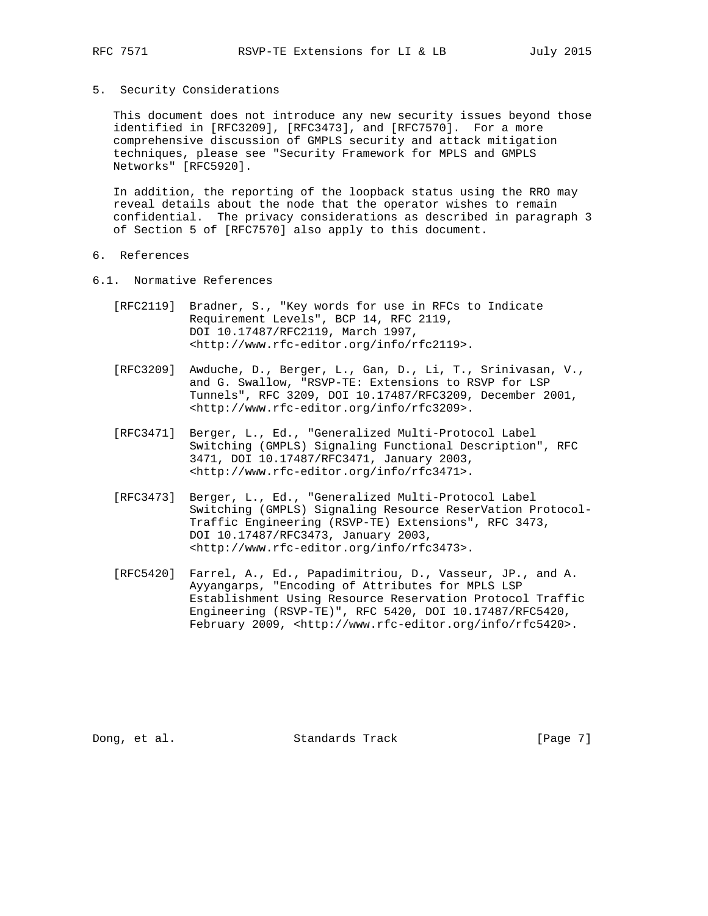## 5. Security Considerations

This document does not introduce any new security issues beyond those identified in [RFC3209], [RFC3473], and [RFC7570]. For a more comprehensive discussion of GMPLS security and attack mitigation techniques, please see "Security Framework for MPLS and GMPLS Networks" [RFC5920].

In addition, the reporting of the loopback status using the RRO may reveal details about the node that the operator wishes to remain confidential. The privacy considerations as described in paragraph 3 of Section 5 of [RFC7570] also apply to this document.

## 6. References

### 6.1. Normative References

[RFC2119] Bradner, S., "Key words for use in RFCs to Indicate Requirement Levels", BCP 14, RFC 2119, DOI 10.17487/RFC2119, March 1997, <http://www.rfc-editor.org/info/rfc2119>.

[RFC3209] Awduche, D., Berger, L., Gan, D., Li, T., Srinivasan, V., and G. Swallow, "RSVP-TE: Extensions to RSVP for LSP Tunnels", RFC 3209, DOI 10.17487/RFC3209, December 2001, <http://www.rfc-editor.org/info/rfc3209>.

[RFC3471] Berger, L., Ed., "Generalized Multi-Protocol Label Switching (GMPLS) Signaling Functional Description", RFC 3471, DOI 10.17487/RFC3471, January 2003, <http://www.rfc-editor.org/info/rfc3471>.

[RFC3473] Berger, L., Ed., "Generalized Multi-Protocol Label Switching (GMPLS) Signaling Resource ReserVation Protocol-Traffic Engineering (RSVP-TE) Extensions", RFC 3473, DOI 10.17487/RFC3473, January 2003, <http://www.rfc-editor.org/info/rfc3473>.

[RFC5420] Farrel, A., Ed., Papadimitriou, D., Vasseur, JP., and A. Ayyangarps, "Encoding of Attributes for MPLS LSP Establishment Using Resource Reservation Protocol Traffic Engineering (RSVP-TE)", RFC 5420, DOI 10.17487/RFC5420, February 2009, <http://www.rfc-editor.org/info/rfc5420>.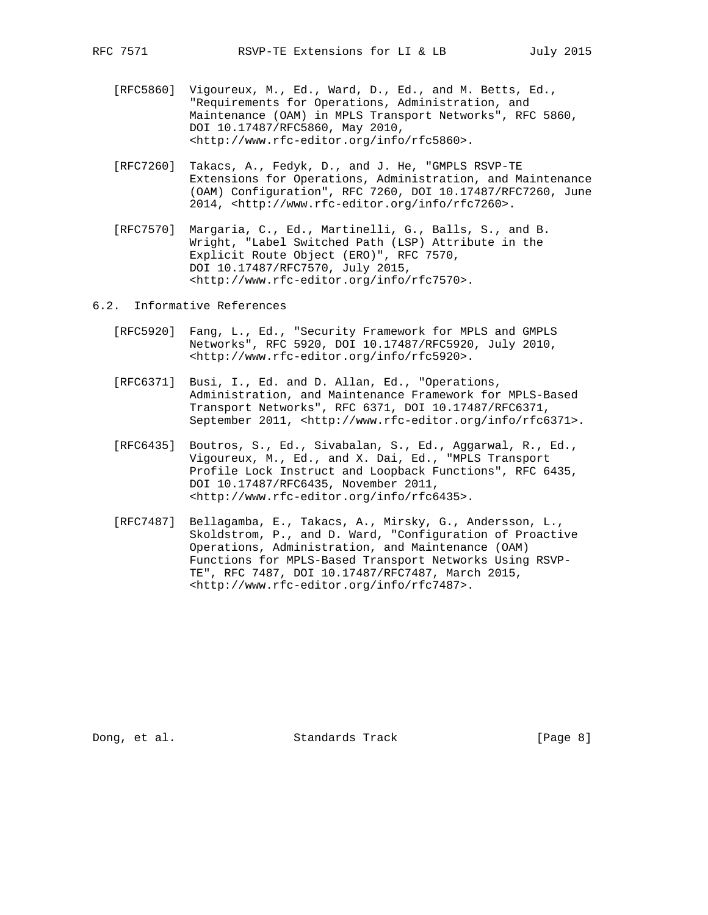[RFC5860] Vigoureux, M., Ed., Ward, D., Ed., and M. Betts, Ed., "Requirements for Operations, Administration, and Maintenance (OAM) in MPLS Transport Networks", RFC 5860, DOI 10.17487/RFC5860, May 2010, <http://www.rfc-editor.org/info/rfc5860>.

[RFC7260] Takacs, A., Fedyk, D., and J. He, "GMPLS RSVP-TE Extensions for Operations, Administration, and Maintenance (OAM) Configuration", RFC 7260, DOI 10.17487/RFC7260, June 2014, <http://www.rfc-editor.org/info/rfc7260>.

[RFC7570] Margaria, C., Ed., Martinelli, G., Balls, S., and B. Wright, "Label Switched Path (LSP) Attribute in the Explicit Route Object (ERO)", RFC 7570, DOI 10.17487/RFC7570, July 2015, <http://www.rfc-editor.org/info/rfc7570>.

## 6.2. Informative References

[RFC5920] Fang, L., Ed., "Security Framework for MPLS and GMPLS Networks", RFC 5920, DOI 10.17487/RFC5920, July 2010, <http://www.rfc-editor.org/info/rfc5920>.

[RFC6371] Busi, I., Ed. and D. Allan, Ed., "Operations, Administration, and Maintenance Framework for MPLS-Based Transport Networks", RFC 6371, DOI 10.17487/RFC6371, September 2011, <http://www.rfc-editor.org/info/rfc6371>.

[RFC6435] Boutros, S., Ed., Sivabalan, S., Ed., Aggarwal, R., Ed., Vigoureux, M., Ed., and X. Dai, Ed., "MPLS Transport Profile Lock Instruct and Loopback Functions", RFC 6435, DOI 10.17487/RFC6435, November 2011, <http://www.rfc-editor.org/info/rfc6435>.

[RFC7487] Bellagamba, E., Takacs, A., Mirsky, G., Andersson, L., Skoldstrom, P., and D. Ward, "Configuration of Proactive Operations, Administration, and Maintenance (OAM) Functions for MPLS-Based Transport Networks Using RSVP-TE", RFC 7487, DOI 10.17487/RFC7487, March 2015, <http://www.rfc-editor.org/info/rfc7487>.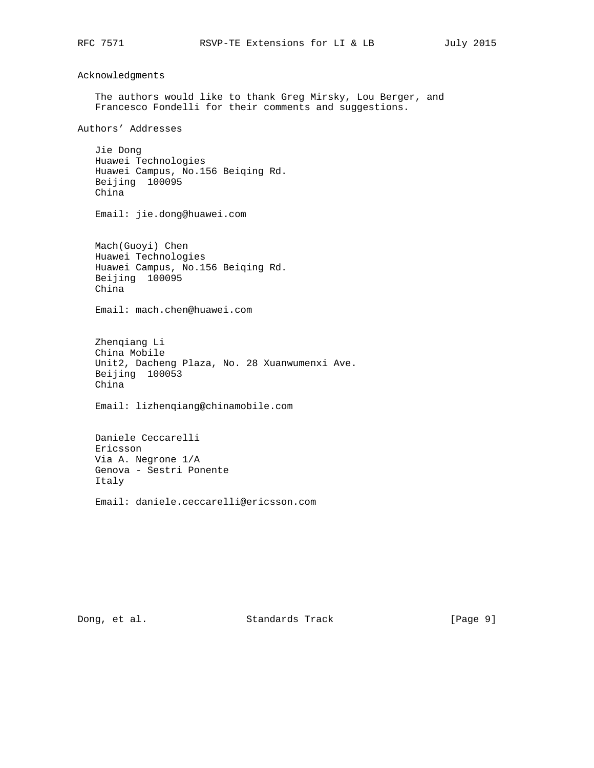## Acknowledgments

The authors would like to thank Greg Mirsky, Lou Berger, and Francesco Fondelli for their comments and suggestions.

## Authors' Addresses

Jie Dong
Huawei Technologies
Huawei Campus, No.156 Beiqing Rd.
Beijing  100095
China

Email: jie.dong@huawei.com

Mach(Guoyi) Chen
Huawei Technologies
Huawei Campus, No.156 Beiqing Rd.
Beijing  100095
China

Email: mach.chen@huawei.com

Zhenqiang Li
China Mobile
Unit2, Dacheng Plaza, No. 28 Xuanwumenxi Ave.
Beijing  100053
China

Email: lizhenqiang@chinamobile.com

Daniele Ceccarelli
Ericsson
Via A. Negrone 1/A
Genova - Sestri Ponente
Italy

Email: daniele.ceccarelli@ericsson.com